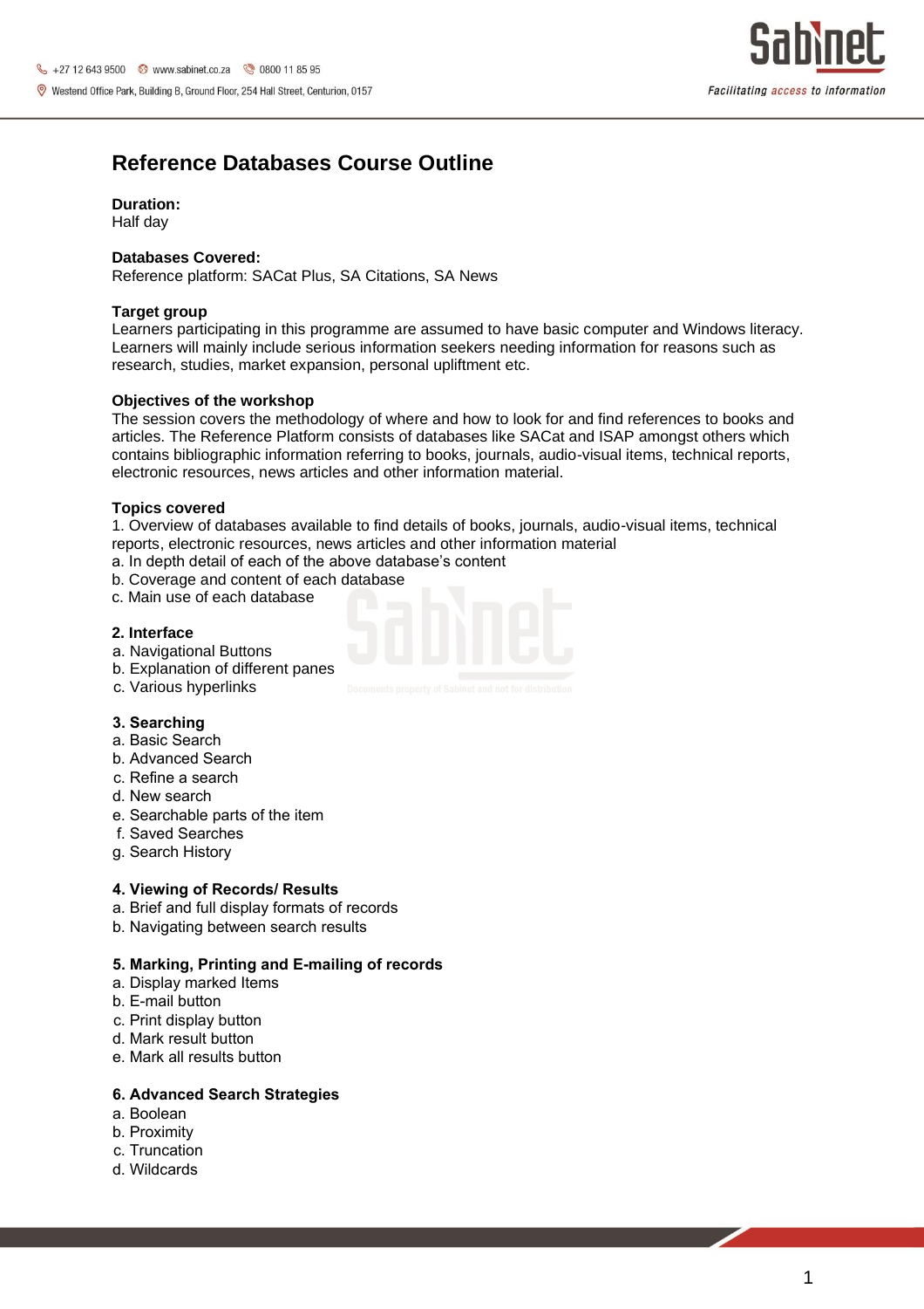# Reference Databases Course Outline

**Duration:**
Half day

**Databases Covered:**
Reference platform: SACat Plus, SA Citations, SA News

**Target group**
Learners participating in this programme are assumed to have basic computer and Windows literacy. Learners will mainly include serious information seekers needing information for reasons such as research, studies, market expansion, personal upliftment etc.

**Objectives of the workshop**
The session covers the methodology of where and how to look for and find references to books and articles. The Reference Platform consists of databases like SACat and ISAP amongst others which contains bibliographic information referring to books, journals, audio-visual items, technical reports, electronic resources, news articles and other information material.

**Topics covered**
1. Overview of databases available to find details of books, journals, audio-visual items, technical reports, electronic resources, news articles and other information material
a. In depth detail of each of the above database's content
b. Coverage and content of each database
c. Main use of each database

**2. Interface**
a. Navigational Buttons
b. Explanation of different panes
c. Various hyperlinks

**3. Searching**
a. Basic Search
b. Advanced Search
c. Refine a search
d. New search
e. Searchable parts of the item
f. Saved Searches
g. Search History

**4. Viewing of Records/ Results**
a. Brief and full display formats of records
b. Navigating between search results

**5. Marking, Printing and E-mailing of records**
a. Display marked Items
b. E-mail button
c. Print display button
d. Mark result button
e. Mark all results button

**6. Advanced Search Strategies**
a. Boolean
b. Proximity
c. Truncation
d. Wildcards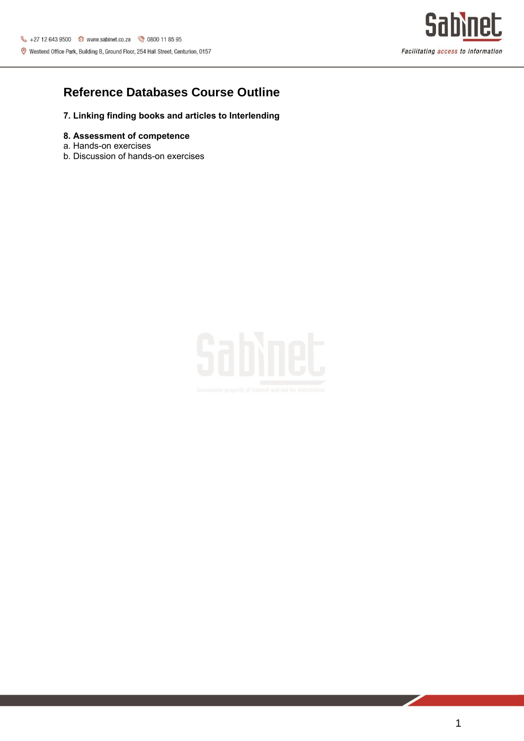# Reference Databases Course Outline

**7. Linking finding books and articles to Interlending**

**8. Assessment of competence**

a. Hands-on exercises
b. Discussion of hands-on exercises